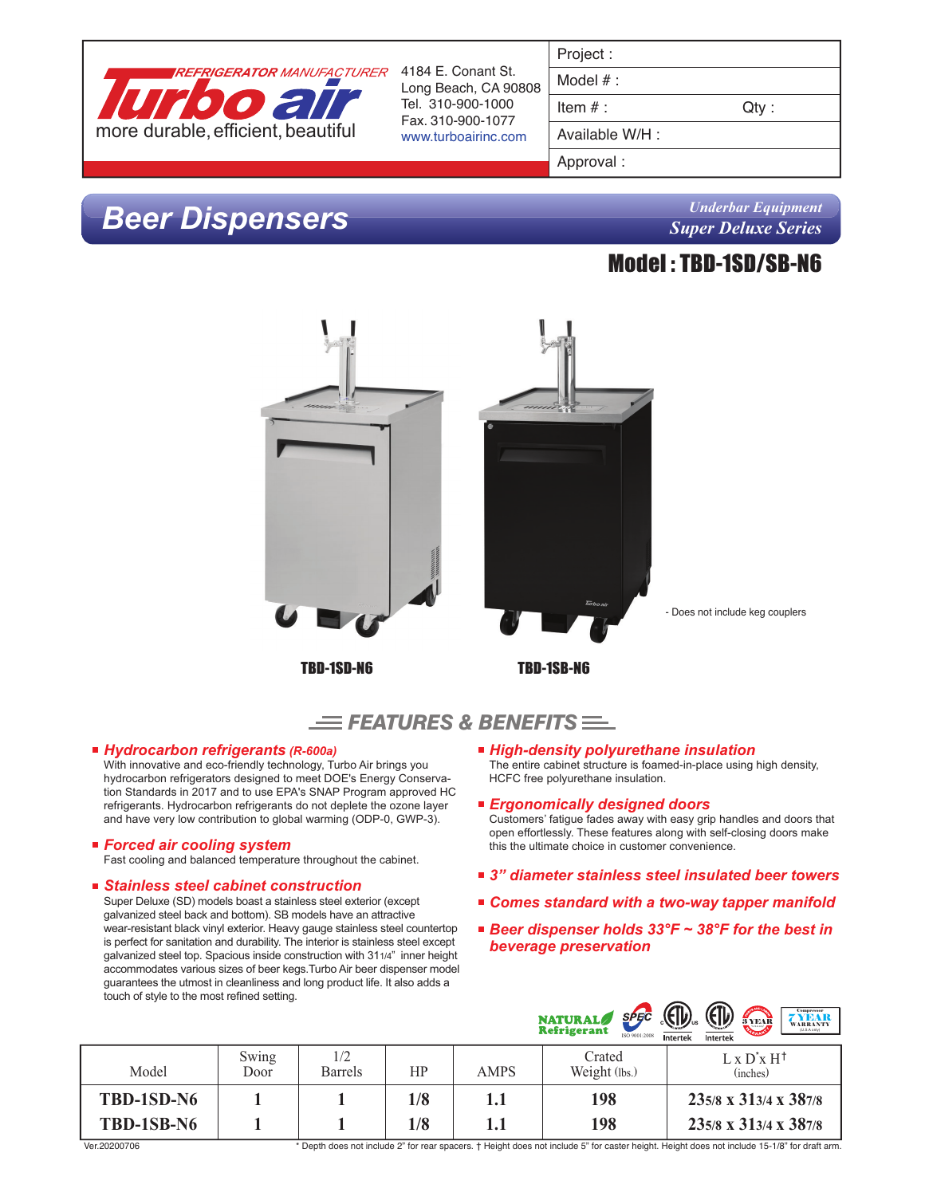REFRIGERATOR MANUFACTURER

**Turbo air**

more durable, efficient, beautiful

4184 E. Conant St.
Long Beach, CA 90808
Tel. 310-900-1000
Fax. 310-900-1077
www.turboairinc.com

| Project : | |
|---|---|
| Model # : | |
| Item # : | Qty : |
| Available W/H : | |
| Approval : | |

# Beer Dispensers

*Underbar Equipment*
*Super Deluxe Series*

## Model : TBD-1SD/SB-N6

- Does not include keg couplers

TBD-1SD-N6

TBD-1SB-N6

## FEATURES & BENEFITS

- ***Hydrocarbon refrigerants (R-600a)***
  With innovative and eco-friendly technology, Turbo Air brings you hydrocarbon refrigerators designed to meet DOE's Energy Conservation Standards in 2017 and to use EPA's SNAP Program approved HC refrigerants. Hydrocarbon refrigerants do not deplete the ozone layer and have very low contribution to global warming (ODP-0, GWP-3).

- ***Forced air cooling system***
  Fast cooling and balanced temperature throughout the cabinet.

- ***Stainless steel cabinet construction***
  Super Deluxe (SD) models boast a stainless steel exterior (except galvanized steel back and bottom). SB models have an attractive wear-resistant black vinyl exterior. Heavy gauge stainless steel countertop is perfect for sanitation and durability. The interior is stainless steel except galvanized steel top. Spacious inside construction with 31 1/4" inner height accommodates various sizes of beer kegs. Turbo Air beer dispenser model guarantees the utmost in cleanliness and long product life. It also adds a touch of style to the most refined setting.

- ***High-density polyurethane insulation***
  The entire cabinet structure is foamed-in-place using high density, HCFC free polyurethane insulation.

- ***Ergonomically designed doors***
  Customers' fatigue fades away with easy grip handles and doors that open effortlessly. These features along with self-closing doors make this the ultimate choice in customer convenience.

- ***3" diameter stainless steel insulated beer towers***

- ***Comes standard with a two-way tapper manifold***

- ***Beer dispenser holds 33°F ~ 38°F for the best in beverage preservation***

| Model | Swing Door | 1/2 Barrels | HP | AMPS | Crated Weight (lbs.) | L x D* x H† (inches) |
|---|---|---|---|---|---|---|
| **TBD-1SD-N6** | **1** | **1** | **1/8** | **1.1** | **198** | **23 5/8 x 31 3/4 x 38 7/8** |
| **TBD-1SB-N6** | **1** | **1** | **1/8** | **1.1** | **198** | **23 5/8 x 31 3/4 x 38 7/8** |

Ver.20200706

\* Depth does not include 2" for rear spacers. † Height does not include 5" for caster height. Height does not include 15-1/8" for draft arm.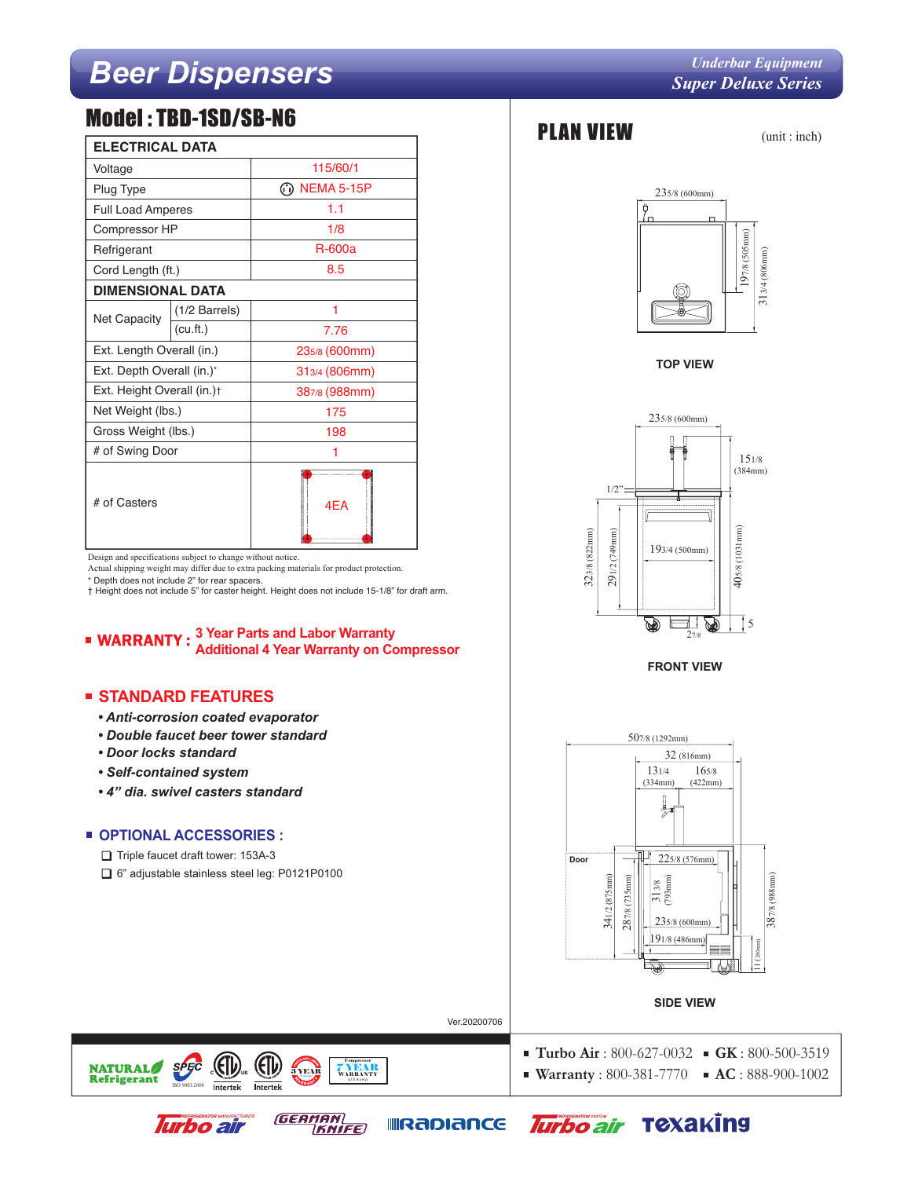# Beer Dispensers

*Underbar Equipment*
*Super Deluxe Series*

## Model : TBD-1SD/SB-N6

| ELECTRICAL DATA | | |
|---|---|---|
| Voltage | | 115/60/1 |
| Plug Type | | NEMA 5-15P |
| Full Load Amperes | | 1.1 |
| Compressor HP | | 1/8 |
| Refrigerant | | R-600a |
| Cord Length (ft.) | | 8.5 |
| **DIMENSIONAL DATA** | | |
| Net Capacity | (1/2 Barrels) | 1 |
| | (cu.ft.) | 7.76 |
| Ext. Length Overall (in.) | | 23 5/8 (600mm) |
| Ext. Depth Overall (in.)* | | 31 3/4 (806mm) |
| Ext. Height Overall (in.)† | | 38 7/8 (988mm) |
| Net Weight (lbs.) | | 175 |
| Gross Weight (lbs.) | | 198 |
| # of Swing Door | | 1 |
| # of Casters | | 4EA |

Design and specifications subject to change without notice.
Actual shipping weight may differ due to extra packing materials for product protection.
* Depth does not include 2" for rear spacers.
† Height does not include 5" for caster height. Height does not include 15-1/8" for draft arm.

## WARRANTY : 3 Year Parts and Labor Warranty
Additional 4 Year Warranty on Compressor

## STANDARD FEATURES

- *Anti-corrosion coated evaporator*
- *Double faucet beer tower standard*
- *Door locks standard*
- *Self-contained system*
- *4" dia. swivel casters standard*

## OPTIONAL ACCESSORIES :

- ❑ Triple faucet draft tower: 153A-3
- ❑ 6" adjustable stainless steel leg: P0121P0100

Ver.20200706

## PLAN VIEW

(unit : inch)

23 5/8 (600mm)
19 7/8 (505mm)
31 3/4 (806mm)

TOP VIEW

23 5/8 (600mm)
15 1/8 (384mm)
1/2"
32 3/8 (822mm)
29 1/2 (749mm)
19 3/4 (500mm)
40 5/8 (1031mm)
5
2 7/8

FRONT VIEW

50 7/8 (1292mm)
32 (816mm)
13 1/4 (334mm)
16 5/8 (422mm)
Door
22 5/8 (576mm)
34 1/2 (875mm)
28 7/8 (735mm)
31 3/8 (793mm)
23 5/8 (600mm)
19 1/8 (486mm)
38 7/8 (988mm)
11 (280mm)

SIDE VIEW

- **Turbo Air** : 800-627-0032
- **GK** : 800-500-3519
- **Warranty** : 800-381-7770
- **AC** : 888-900-1002